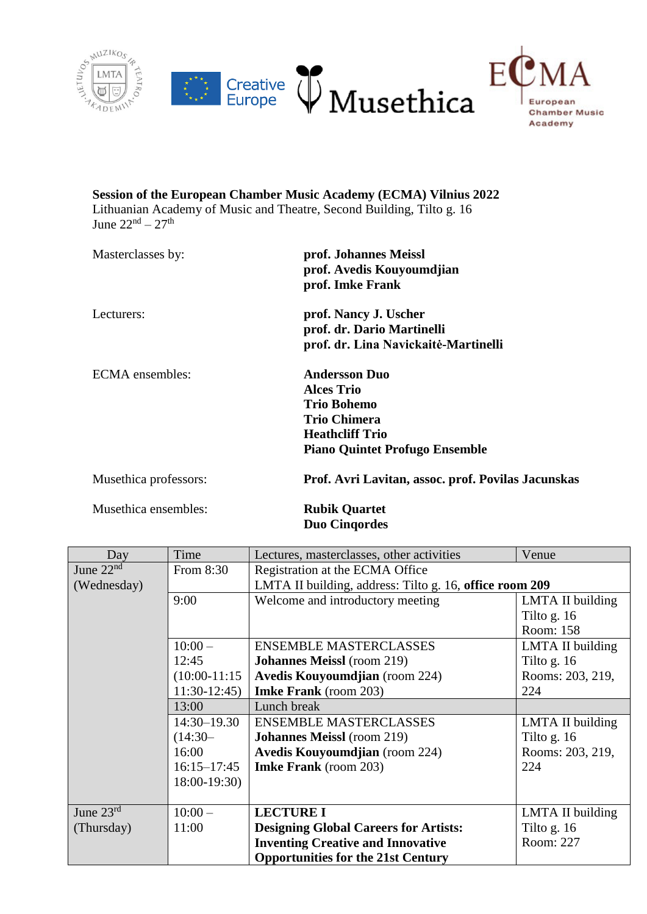**Session of the European Chamber Music Academy (ECMA) Vilnius 2022**
Lithuanian Academy of Music and Theatre, Second Building, Tilto g. 16
June 22nd – 27th

| | |
|---|---|
| Masterclasses by: | **prof. Johannes Meissl**<br>**prof. Avedis Kouyoumdjian**<br>**prof. Imke Frank** |
| Lecturers: | **prof. Nancy J. Uscher**<br>**prof. dr. Dario Martinelli**<br>**prof. dr. Lina Navickaitė-Martinelli** |
| ECMA ensembles: | **Andersson Duo**<br>**Alces Trio**<br>**Trio Bohemo**<br>**Trio Chimera**<br>**Heathcliff Trio**<br>**Piano Quintet Profugo Ensemble** |
| Musethica professors: | **Prof. Avri Lavitan, assoc. prof. Povilas Jacunskas** |
| Musethica ensembles: | **Rubik Quartet**<br>**Duo Cinqordes** |

| Day | Time | Lectures, masterclasses, other activities | Venue |
|---|---|---|---|
| June 22nd (Wednesday) | From 8:30 | Registration at the ECMA Office<br>LMTA II building, address: Tilto g. 16, **office room 209** | |
| | 9:00 | Welcome and introductory meeting | LMTA II building<br>Tilto g. 16<br>Room: 158 |
| | 10:00 – 12:45<br>(10:00-11:15<br>11:30-12:45) | ENSEMBLE MASTERCLASSES<br>**Johannes Meissl** (room 219)<br>**Avedis Kouyoumdjian** (room 224)<br>**Imke Frank** (room 203) | LMTA II building<br>Tilto g. 16<br>Rooms: 203, 219, 224 |
| | 13:00 | Lunch break | |
| | 14:30–19.30<br>(14:30–16:00<br>16:15–17:45<br>18:00-19:30) | ENSEMBLE MASTERCLASSES<br>**Johannes Meissl** (room 219)<br>**Avedis Kouyoumdjian** (room 224)<br>**Imke Frank** (room 203) | LMTA II building<br>Tilto g. 16<br>Rooms: 203, 219, 224 |
| June 23rd (Thursday) | 10:00 – 11:00 | **LECTURE I**<br>**Designing Global Careers for Artists: Inventing Creative and Innovative Opportunities for the 21st Century** | LMTA II building<br>Tilto g. 16<br>Room: 227 |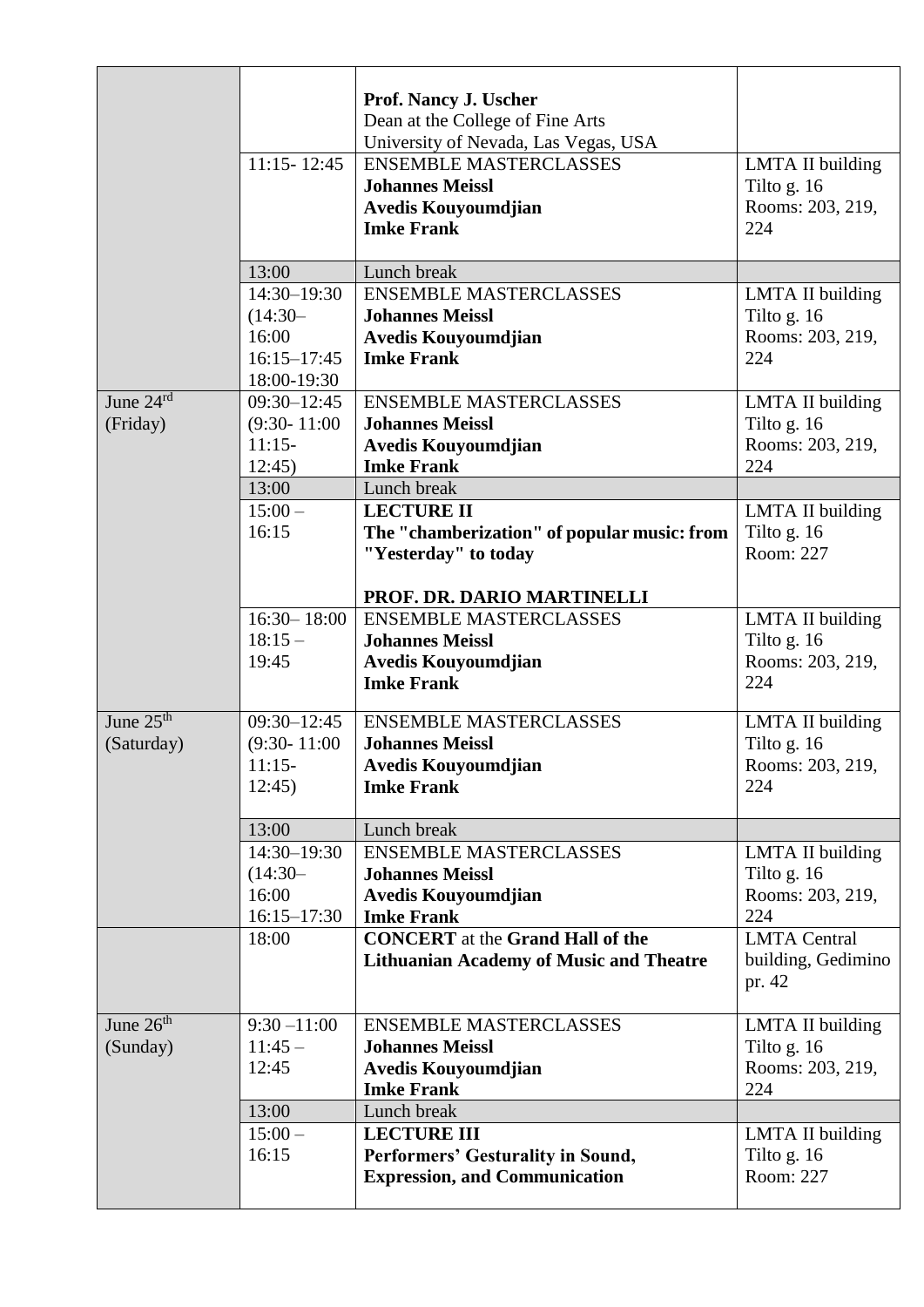| | | | |
|---|---|---|---|
| | | **Prof. Nancy J. Uscher** Dean at the College of Fine Arts University of Nevada, Las Vegas, USA | |
| | 11:15- 12:45 | ENSEMBLE MASTERCLASSES **Johannes Meissl** **Avedis Kouyoumdjian** **Imke Frank** | LMTA II building Tilto g. 16 Rooms: 203, 219, 224 |
| | 13:00 | Lunch break | |
| | 14:30–19:30 (14:30–16:00 16:15–17:45 18:00-19:30 | ENSEMBLE MASTERCLASSES **Johannes Meissl** **Avedis Kouyoumdjian** **Imke Frank** | LMTA II building Tilto g. 16 Rooms: 203, 219, 224 |
| June 24[rd] (Friday) | 09:30–12:45 (9:30- 11:00 11:15-12:45) | ENSEMBLE MASTERCLASSES **Johannes Meissl** **Avedis Kouyoumdjian** **Imke Frank** | LMTA II building Tilto g. 16 Rooms: 203, 219, 224 |
| | 13:00 | Lunch break | |
| | 15:00 – 16:15 | **LECTURE II** **The "chamberization" of popular music: from "Yesterday" to today** **PROF. DR. DARIO MARTINELLI** | LMTA II building Tilto g. 16 Room: 227 |
| | 16:30– 18:00 18:15 – 19:45 | ENSEMBLE MASTERCLASSES **Johannes Meissl** **Avedis Kouyoumdjian** **Imke Frank** | LMTA II building Tilto g. 16 Rooms: 203, 219, 224 |
| June 25[th] (Saturday) | 09:30–12:45 (9:30- 11:00 11:15-12:45) | ENSEMBLE MASTERCLASSES **Johannes Meissl** **Avedis Kouyoumdjian** **Imke Frank** | LMTA II building Tilto g. 16 Rooms: 203, 219, 224 |
| | 13:00 | Lunch break | |
| | 14:30–19:30 (14:30–16:00 16:15–17:30 | ENSEMBLE MASTERCLASSES **Johannes Meissl** **Avedis Kouyoumdjian** **Imke Frank** | LMTA II building Tilto g. 16 Rooms: 203, 219, 224 |
| | 18:00 | **CONCERT** at the **Grand Hall of the Lithuanian Academy of Music and Theatre** | LMTA Central building, Gedimino pr. 42 |
| June 26[th] (Sunday) | 9:30 –11:00 11:45 – 12:45 | ENSEMBLE MASTERCLASSES **Johannes Meissl** **Avedis Kouyoumdjian** **Imke Frank** | LMTA II building Tilto g. 16 Rooms: 203, 219, 224 |
| | 13:00 | Lunch break | |
| | 15:00 – 16:15 | **LECTURE III** **Performers' Gesturality in Sound, Expression, and Communication** | LMTA II building Tilto g. 16 Room: 227 |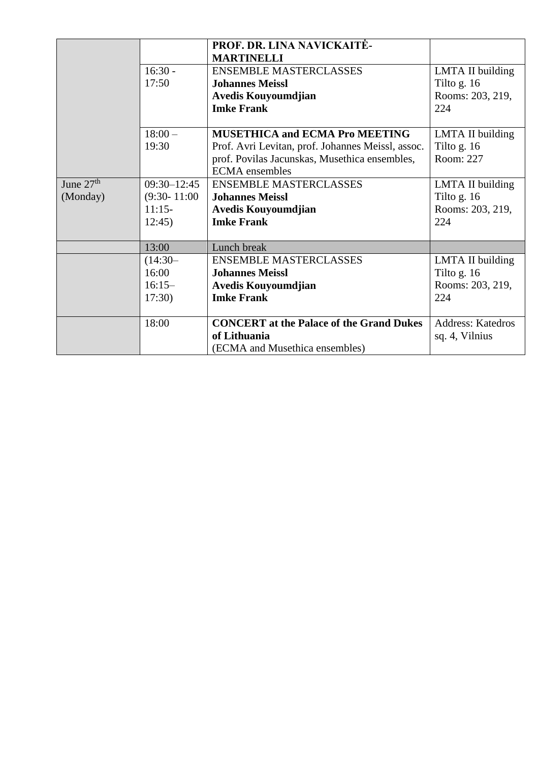| | | | |
|---|---|---|---|
| | | **PROF. DR. LINA NAVICKAITĖ-MARTINELLI** | |
| | 16:30 - 17:50 | ENSEMBLE MASTERCLASSES<br>**Johannes Meissl**<br>**Avedis Kouyoumdjian**<br>**Imke Frank** | LMTA II building<br>Tilto g. 16<br>Rooms: 203, 219, 224 |
| | 18:00 – 19:30 | **MUSETHICA and ECMA Pro MEETING**<br>Prof. Avri Levitan, prof. Johannes Meissl, assoc. prof. Povilas Jacunskas, Musethica ensembles, ECMA ensembles | LMTA II building<br>Tilto g. 16<br>Room: 227 |
| June 27th (Monday) | 09:30–12:45<br>(9:30- 11:00<br>11:15-<br>12:45) | ENSEMBLE MASTERCLASSES<br>**Johannes Meissl**<br>**Avedis Kouyoumdjian**<br>**Imke Frank** | LMTA II building<br>Tilto g. 16<br>Rooms: 203, 219, 224 |
| | 13:00 | Lunch break | |
| | (14:30–<br>16:00<br>16:15–<br>17:30) | ENSEMBLE MASTERCLASSES<br>**Johannes Meissl**<br>**Avedis Kouyoumdjian**<br>**Imke Frank** | LMTA II building<br>Tilto g. 16<br>Rooms: 203, 219, 224 |
| | 18:00 | **CONCERT at the Palace of the Grand Dukes of Lithuania**<br>(ECMA and Musethica ensembles) | Address: Katedros sq. 4, Vilnius |